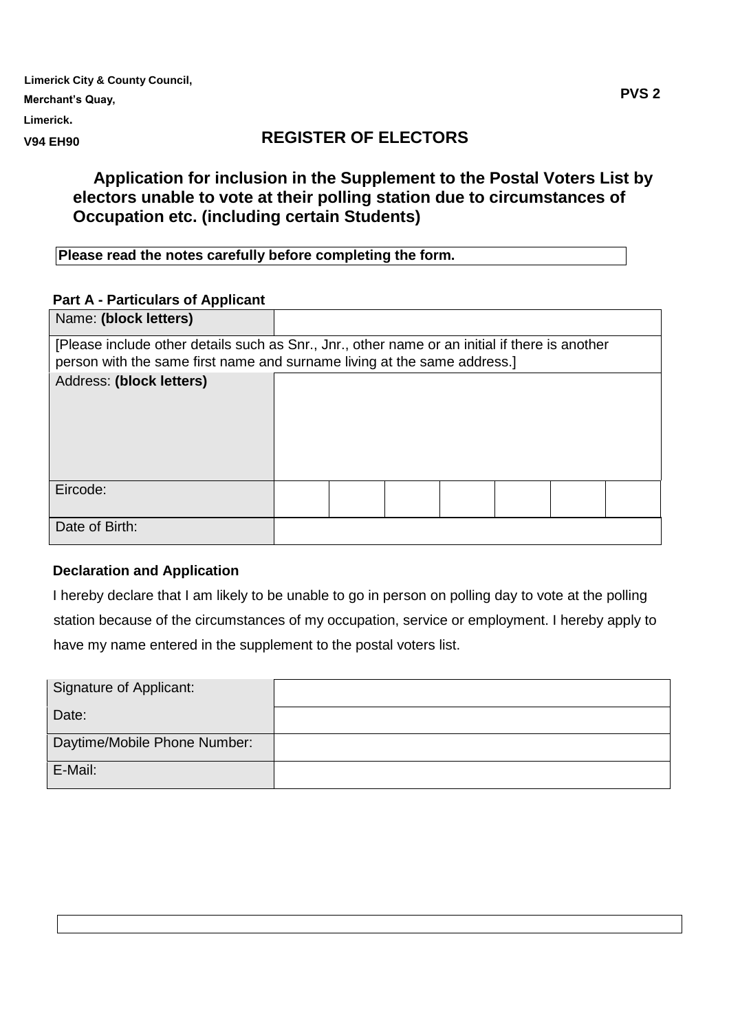Limerick City & County Council,
Merchant's Quay,
Limerick.
V94 EH90

**PVS 2**

## REGISTER OF ELECTORS

### Application for inclusion in the Supplement to the Postal Voters List by electors unable to vote at their polling station due to circumstances of Occupation etc. (including certain Students)

**Please read the notes carefully before completing the form.**

**Part A - Particulars of Applicant**

| Name: **(block letters)** | | | | | | | |
|---|---|---|---|---|---|---|---|
| [Please include other details such as Snr., Jnr., other name or an initial if there is another person with the same first name and surname living at the same address.] | | | | | | | |
| Address: **(block letters)** | | | | | | | |
| Eircode: | | | | | | | |
| Date of Birth: | | | | | | | |

**Declaration and Application**

I hereby declare that I am likely to be unable to go in person on polling day to vote at the polling station because of the circumstances of my occupation, service or employment. I hereby apply to have my name entered in the supplement to the postal voters list.

| Signature of Applicant: | |
|---|---|
| Date: | |
| Daytime/Mobile Phone Number: | |
| E-Mail: | |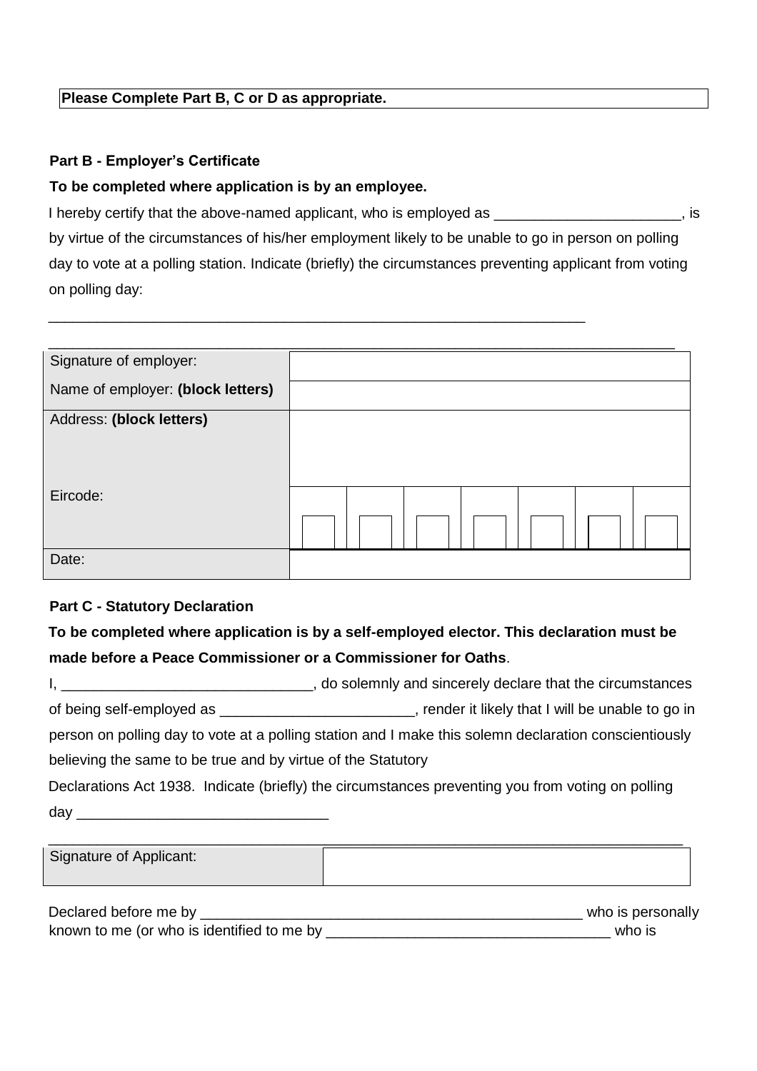**Please Complete Part B, C or D as appropriate.**

**Part B - Employer's Certificate**

**To be completed where application is by an employee.**

I hereby certify that the above-named applicant, who is employed as _______________________, is by virtue of the circumstances of his/her employment likely to be unable to go in person on polling day to vote at a polling station. Indicate (briefly) the circumstances preventing applicant from voting on polling day:

___________________________________________________________________

_____________________________________________________________________________

| | |
|---|---|
| Signature of employer: | |
| Name of employer: **(block letters)** | |
| Address: **(block letters)** | |
| Eircode: | |
| Date: | |

**Part C - Statutory Declaration**

**To be completed where application is by a self-employed elector. This declaration must be made before a Peace Commissioner or a Commissioner for Oaths**.

I, _______________________________, do solemnly and sincerely declare that the circumstances of being self-employed as ________________________, render it likely that I will be unable to go in person on polling day to vote at a polling station and I make this solemn declaration conscientiously believing the same to be true and by virtue of the Statutory Declarations Act 1938. Indicate (briefly) the circumstances preventing you from voting on polling day _______________________________

_____________________________________________________________________________

| | |
|---|---|
| Signature of Applicant: | |

Declared before me by _________________________________________________ who is personally known to me (or who is identified to me by ___________________________________ who is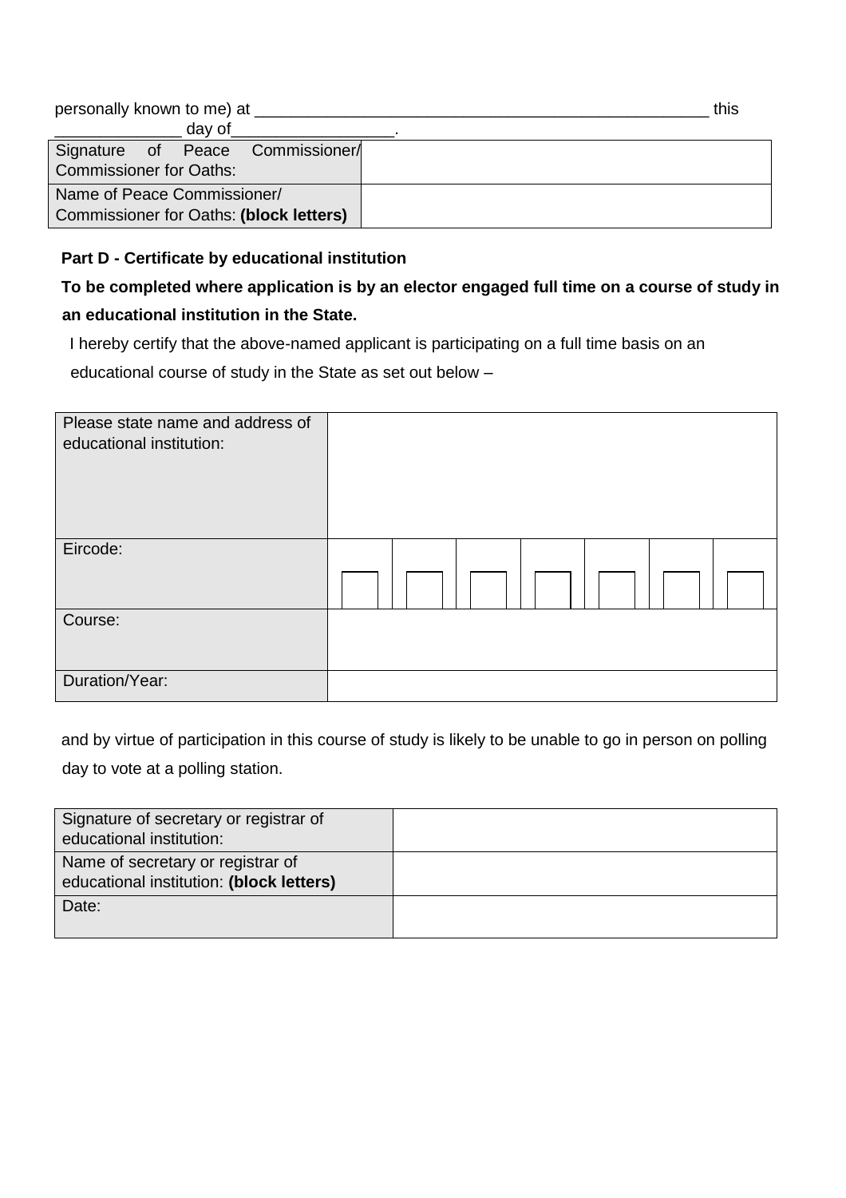personally known to me) at ____________________________________________________ this ______________ day of__________________.

| Signature of Peace Commissioner/ Commissioner for Oaths: | |
|---|---|
| Name of Peace Commissioner/ Commissioner for Oaths: **(block letters)** | |

**Part D - Certificate by educational institution**

**To be completed where application is by an elector engaged full time on a course of study in an educational institution in the State.**

I hereby certify that the above-named applicant is participating on a full time basis on an educational course of study in the State as set out below –

| Please state name and address of educational institution: | | | | | | | |
|---|---|---|---|---|---|---|---|
| Eircode: | | | | | | | |
| Course: | | | | | | | |
| Duration/Year: | | | | | | | |

and by virtue of participation in this course of study is likely to be unable to go in person on polling day to vote at a polling station.

| Signature of secretary or registrar of educational institution: | |
|---|---|
| Name of secretary or registrar of educational institution: **(block letters)** | |
| Date: | |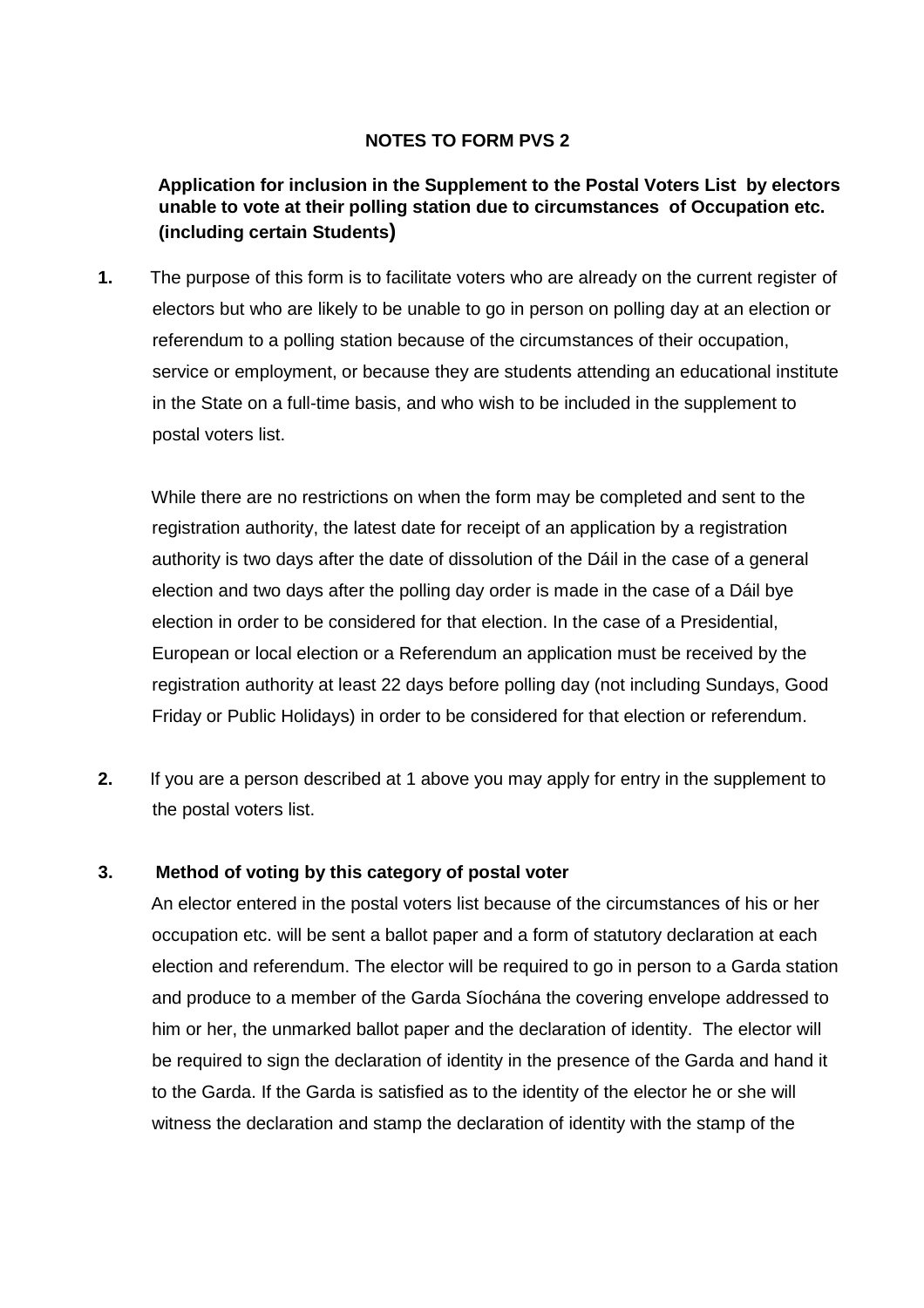**NOTES TO FORM PVS 2**

**Application for inclusion in the Supplement to the Postal Voters List by electors unable to vote at their polling station due to circumstances of Occupation etc. (including certain Students)**

**1.** The purpose of this form is to facilitate voters who are already on the current register of electors but who are likely to be unable to go in person on polling day at an election or referendum to a polling station because of the circumstances of their occupation, service or employment, or because they are students attending an educational institute in the State on a full-time basis, and who wish to be included in the supplement to postal voters list.

While there are no restrictions on when the form may be completed and sent to the registration authority, the latest date for receipt of an application by a registration authority is two days after the date of dissolution of the Dáil in the case of a general election and two days after the polling day order is made in the case of a Dáil bye election in order to be considered for that election. In the case of a Presidential, European or local election or a Referendum an application must be received by the registration authority at least 22 days before polling day (not including Sundays, Good Friday or Public Holidays) in order to be considered for that election or referendum.

**2.** If you are a person described at 1 above you may apply for entry in the supplement to the postal voters list.

**3. Method of voting by this category of postal voter**

An elector entered in the postal voters list because of the circumstances of his or her occupation etc. will be sent a ballot paper and a form of statutory declaration at each election and referendum. The elector will be required to go in person to a Garda station and produce to a member of the Garda Síochána the covering envelope addressed to him or her, the unmarked ballot paper and the declaration of identity. The elector will be required to sign the declaration of identity in the presence of the Garda and hand it to the Garda. If the Garda is satisfied as to the identity of the elector he or she will witness the declaration and stamp the declaration of identity with the stamp of the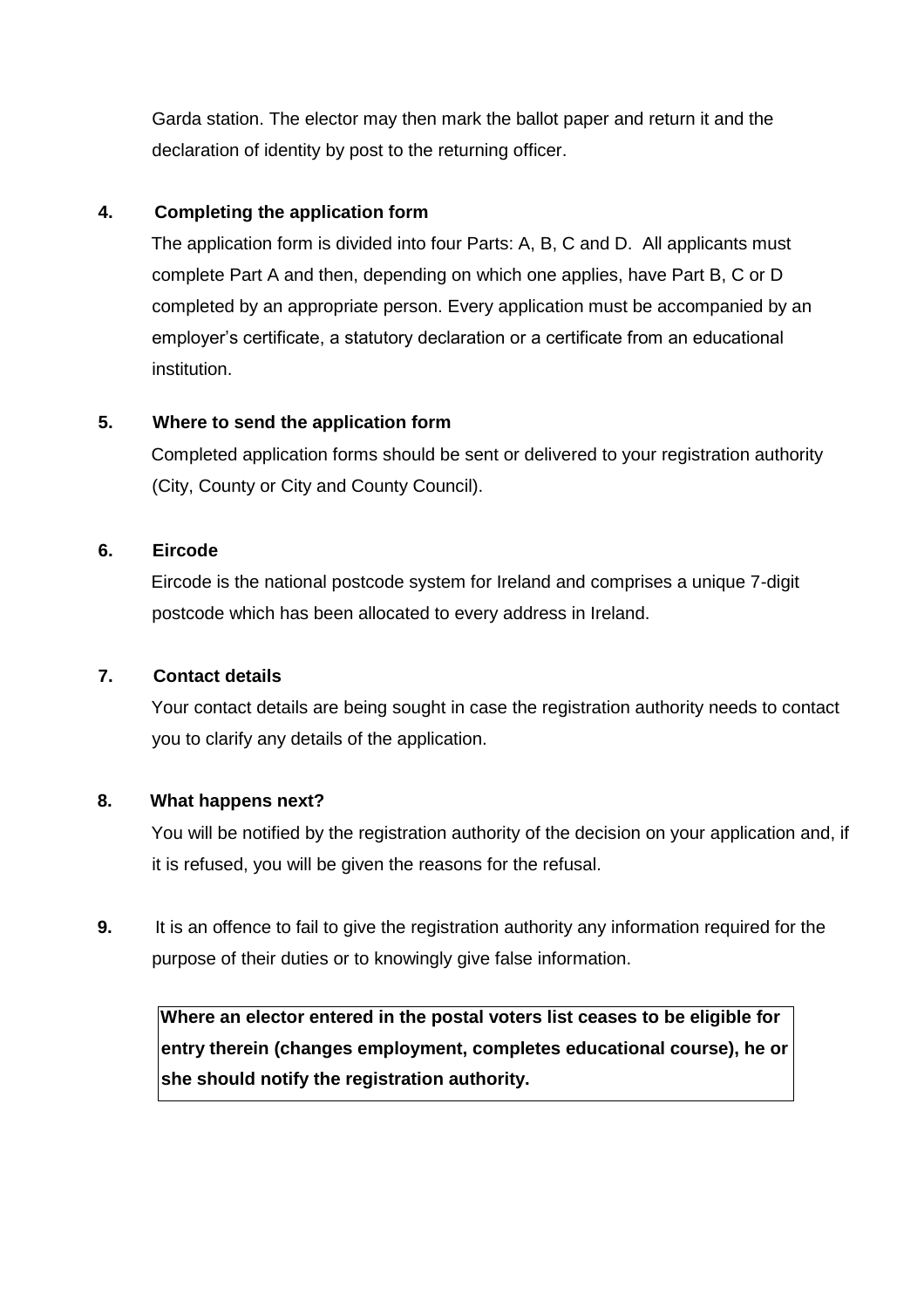Garda station. The elector may then mark the ballot paper and return it and the declaration of identity by post to the returning officer.

**4. Completing the application form**

The application form is divided into four Parts: A, B, C and D. All applicants must complete Part A and then, depending on which one applies, have Part B, C or D completed by an appropriate person. Every application must be accompanied by an employer's certificate, a statutory declaration or a certificate from an educational institution.

**5. Where to send the application form**

Completed application forms should be sent or delivered to your registration authority (City, County or City and County Council).

**6. Eircode**

Eircode is the national postcode system for Ireland and comprises a unique 7-digit postcode which has been allocated to every address in Ireland.

**7. Contact details**

Your contact details are being sought in case the registration authority needs to contact you to clarify any details of the application.

**8. What happens next?**

You will be notified by the registration authority of the decision on your application and, if it is refused, you will be given the reasons for the refusal.

**9.** It is an offence to fail to give the registration authority any information required for the purpose of their duties or to knowingly give false information.

| **Where an elector entered in the postal voters list ceases to be eligible for entry therein (changes employment, completes educational course), he or she should notify the registration authority.** |
|---|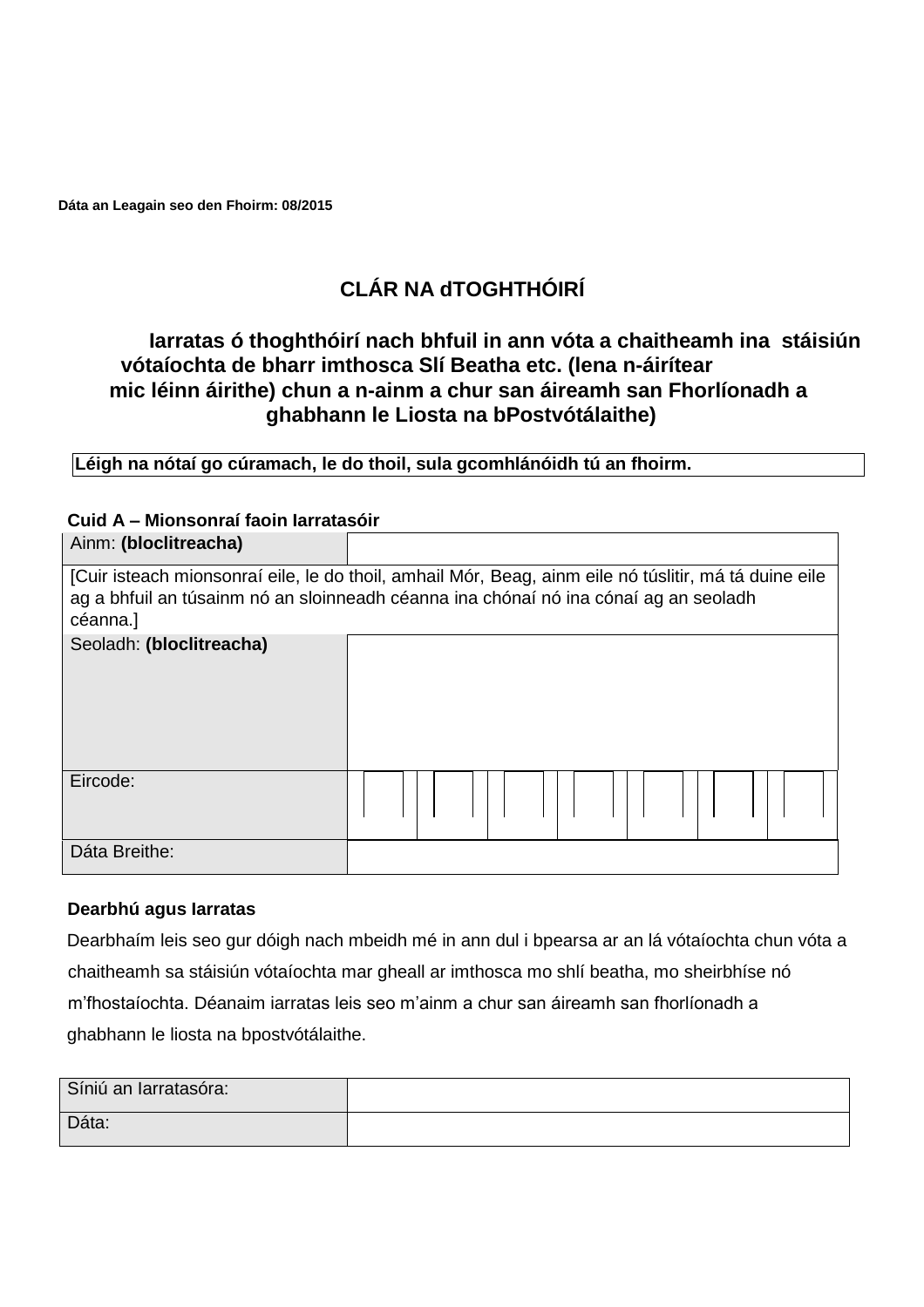**Dáta an Leagain seo den Fhoirm: 08/2015**

# CLÁR NA dTOGHTHÓIRÍ

## Iarratas ó thoghthóirí nach bhfuil in ann vóta a chaitheamh ina stáisiún vótaíochta de bharr imthosca Slí Beatha etc. (lena n-áirítear mic léinn áirithe) chun a n-ainm a chur san áireamh san Fhorlíonadh a ghabhann le Liosta na bPostvótálaithe)

| Léigh na nótaí go cúramach, le do thoil, sula gcomhlánóidh tú an fhoirm. |
|---|

**Cuid A – Mionsonraí faoin Iarratasóir**

| Ainm: **(bloclitreacha)** | | | | | | | |
|---|---|---|---|---|---|---|---|
| [Cuir isteach mionsonraí eile, le do thoil, amhail Mór, Beag, ainm eile nó túslitir, má tá duine eile ag a bhfuil an túsainm nó an sloinneadh céanna ina chónaí nó ina cónaí ag an seoladh céanna.] | | | | | | | |
| Seoladh: **(bloclitreacha)** | | | | | | | |
| Eircode: | | | | | | | |
| Dáta Breithe: | | | | | | | |

**Dearbhú agus Iarratas**

Dearbhaím leis seo gur dóigh nach mbeidh mé in ann dul i bpearsa ar an lá vótaíochta chun vóta a chaitheamh sa stáisiún vótaíochta mar gheall ar imthosca mo shlí beatha, mo sheirbhíse nó m'fhostaíochta. Déanaim iarratas leis seo m'ainm a chur san áireamh san fhorlíonadh a ghabhann le liosta na bpostvótálaithe.

| Síniú an Iarratasóra: | |
|---|---|
| Dáta: | |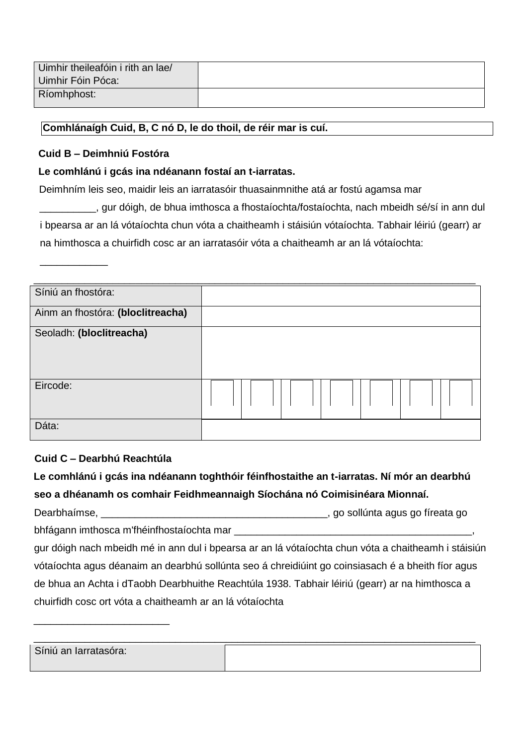| Uimhir theileafóin i rith an lae/ Uimhir Fóin Póca: | |
| --- | --- |
| Ríomhphost: | |

**Comhlánaígh Cuid, B, C nó D, le do thoil, de réir mar is cuí.**

**Cuid B – Deimhniú Fostóra**

**Le comhlánú i gcás ina ndéanann fostaí an t-iarratas.**

Deimhním leis seo, maidir leis an iarratasóir thuasainmnithe atá ar fostú agamsa mar __________, gur dóigh, de bhua imthosca a fhostaíochta/fostaíochta, nach mbeidh sé/sí in ann dul i bpearsa ar an lá vótaíochta chun vóta a chaitheamh i stáisiún vótaíochta. Tabhair léiriú (gearr) ar na himthosca a chuirfidh cosc ar an iarratasóir vóta a chaitheamh ar an lá vótaíochta: ____________

________________________________________________________________________________

| Síniú an fhostóra: | | | | | | | |
| --- | --- | --- | --- | --- | --- | --- | --- |
| Ainm an fhostóra: **(bloclitreacha)** | | | | | | | |
| Seoladh: **(bloclitreacha)** | | | | | | | |
| Eircode: | | | | | | | |
| Dáta: | | | | | | | |

**Cuid C – Dearbhú Reachtúla**

**Le comhlánú i gcás ina ndéanann toghthóir féinfhostaithe an t-iarratas. Ní mór an dearbhú seo a dhéanamh os comhair Feidhmeannaigh Síochána nó Coimisinéara Mionnaí.**

Dearbhaímse, ________________________________________, go sollúnta agus go fíreata go bhfágann imthosca m'fhéinfhostaíochta mar ___________________________________________, gur dóigh nach mbeidh mé in ann dul i bpearsa ar an lá vótaíochta chun vóta a chaitheamh i stáisiún vótaíochta agus déanaim an dearbhú sollúnta seo á chreidiúint go coinsiasach é a bheith fíor agus de bhua an Achta i dTaobh Dearbhuithe Reachtúla 1938. Tabhair léiriú (gearr) ar na himthosca a chuirfidh cosc ort vóta a chaitheamh ar an lá vótaíochta

________________________

________________________________________________________________________________

| Síniú an Iarratasóra: | |
| --- | --- |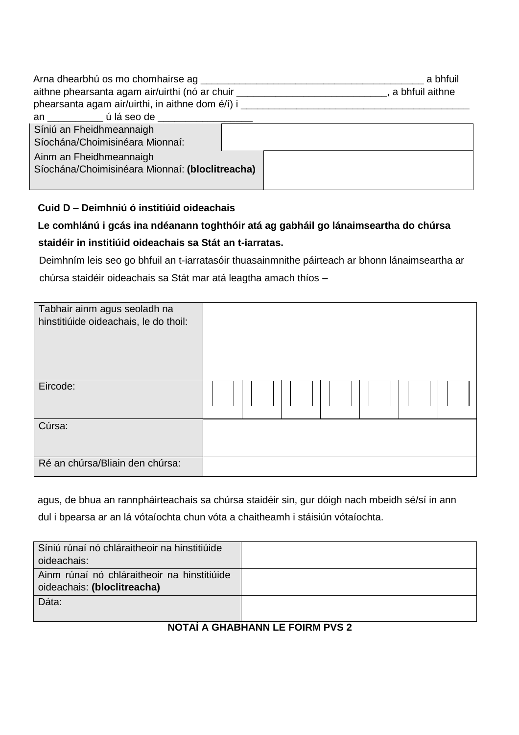Arna dhearbhú os mo chomhairse ag ________________________________________ a bhfuil aithne phearsanta agam air/uirthi (nó ar chuir ___________________________, a bhfuil aithne phearsanta agam air/uirthi, in aithne dom é/í) i _________________________________________ an __________ ú lá seo de _________________

| Síniú an Fheidhmeannaigh Síochána/Choimisinéara Mionnaí: | |
|---|---|
| Ainm an Fheidhmeannaigh Síochána/Choimisinéara Mionnaí: **(bloclitreacha)** | |

**Cuid D – Deimhniú ó institiúid oideachais**

**Le comhlánú i gcás ina ndéanann toghthóir atá ag gabháil go lánaimseartha do chúrsa staidéir in institiúid oideachais sa Stát an t-iarratas.**

Deimhním leis seo go bhfuil an t-iarratasóir thuasainmnithe páirteach ar bhonn lánaimseartha ar chúrsa staidéir oideachais sa Stát mar atá leagtha amach thíos –

| Tabhair ainm agus seoladh na hinstitiúide oideachais, le do thoil: | | | | | | | |
|---|---|---|---|---|---|---|---|
| Eircode: | | | | | | | |
| Cúrsa: | | | | | | | |
| Ré an chúrsa/Bliain den chúrsa: | | | | | | | |

agus, de bhua an rannpháirteachais sa chúrsa staidéir sin, gur dóigh nach mbeidh sé/sí in ann dul i bpearsa ar an lá vótaíochta chun vóta a chaitheamh i stáisiún vótaíochta.

| Síniú rúnaí nó chláraitheoir na hinstitiúide oideachais: | |
|---|---|
| Ainm rúnaí nó chláraitheoir na hinstitiúide oideachais: **(bloclitreacha)** | |
| Dáta: | |

**NOTAÍ A GHABHANN LE FOIRM PVS 2**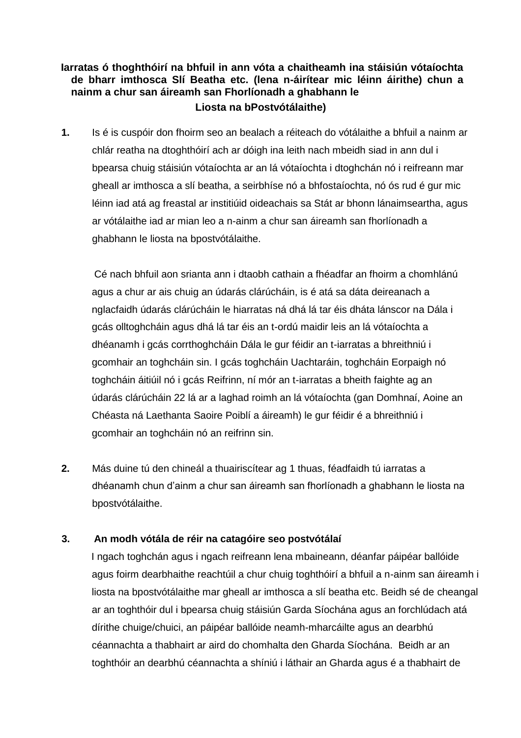**Iarratas ó thoghthóirí na bhfuil in ann vóta a chaitheamh ina stáisiún vótaíochta de bharr imthosca Slí Beatha etc. (lena n-áirítear mic léinn áirithe) chun a nainm a chur san áireamh san Fhorlíonadh a ghabhann le Liosta na bPostvótálaithe)**

1. Is é is cuspóir don fhoirm seo an bealach a réiteach do vótálaithe a bhfuil a nainm ar chlár reatha na dtoghthóirí ach ar dóigh ina leith nach mbeidh siad in ann dul i bpearsa chuig stáisiún vótaíochta ar an lá vótaíochta i dtoghchán nó i reifreann mar gheall ar imthosca a slí beatha, a seirbhíse nó a bhfostaíochta, nó ós rud é gur mic léinn iad atá ag freastal ar institiúid oideachais sa Stát ar bhonn lánaimseartha, agus ar vótálaithe iad ar mian leo a n-ainm a chur san áireamh san fhorlíonadh a ghabhann le liosta na bpostvótálaithe.

   Cé nach bhfuil aon srianta ann i dtaobh cathain a fhéadfar an fhoirm a chomhlánú agus a chur ar ais chuig an údarás clárúcháin, is é atá sa dáta deireanach a nglacfaidh údarás clárúcháin le hiarratas ná dhá lá tar éis dháta lánscor na Dála i gcás olltoghcháin agus dhá lá tar éis an t-ordú maidir leis an lá vótaíochta a dhéanamh i gcás corrthoghcháin Dála le gur féidir an t-iarratas a bhreithniú i gcomhair an toghcháin sin. I gcás toghcháin Uachtaráin, toghcháin Eorpaigh nó toghcháin áitiúil nó i gcás Reifrinn, ní mór an t-iarratas a bheith faighte ag an údarás clárúcháin 22 lá ar a laghad roimh an lá vótaíochta (gan Domhnaí, Aoine an Chéasta ná Laethanta Saoire Poiblí a áireamh) le gur féidir é a bhreithniú i gcomhair an toghcháin nó an reifrinn sin.

2. Más duine tú den chineál a thuairiscítear ag 1 thuas, féadfaidh tú iarratas a dhéanamh chun d'ainm a chur san áireamh san fhorlíonadh a ghabhann le liosta na bpostvótálaithe.

3. **An modh vótála de réir na catagóire seo postvótálaí**

   I ngach toghchán agus i ngach reifreann lena mbaineann, déanfar páipéar ballóide agus foirm dearbhaithe reachtúil a chur chuig toghthóirí a bhfuil a n-ainm san áireamh i liosta na bpostvótálaithe mar gheall ar imthosca a slí beatha etc. Beidh sé de cheangal ar an toghthóir dul i bpearsa chuig stáisiún Garda Síochána agus an forchlúdach atá dírithe chuige/chuici, an páipéar ballóide neamh-mharcáilte agus an dearbhú céannachta a thabhairt ar aird do chomhalta den Gharda Síochána. Beidh ar an toghthóir an dearbhú céannachta a shíniú i láthair an Gharda agus é a thabhairt de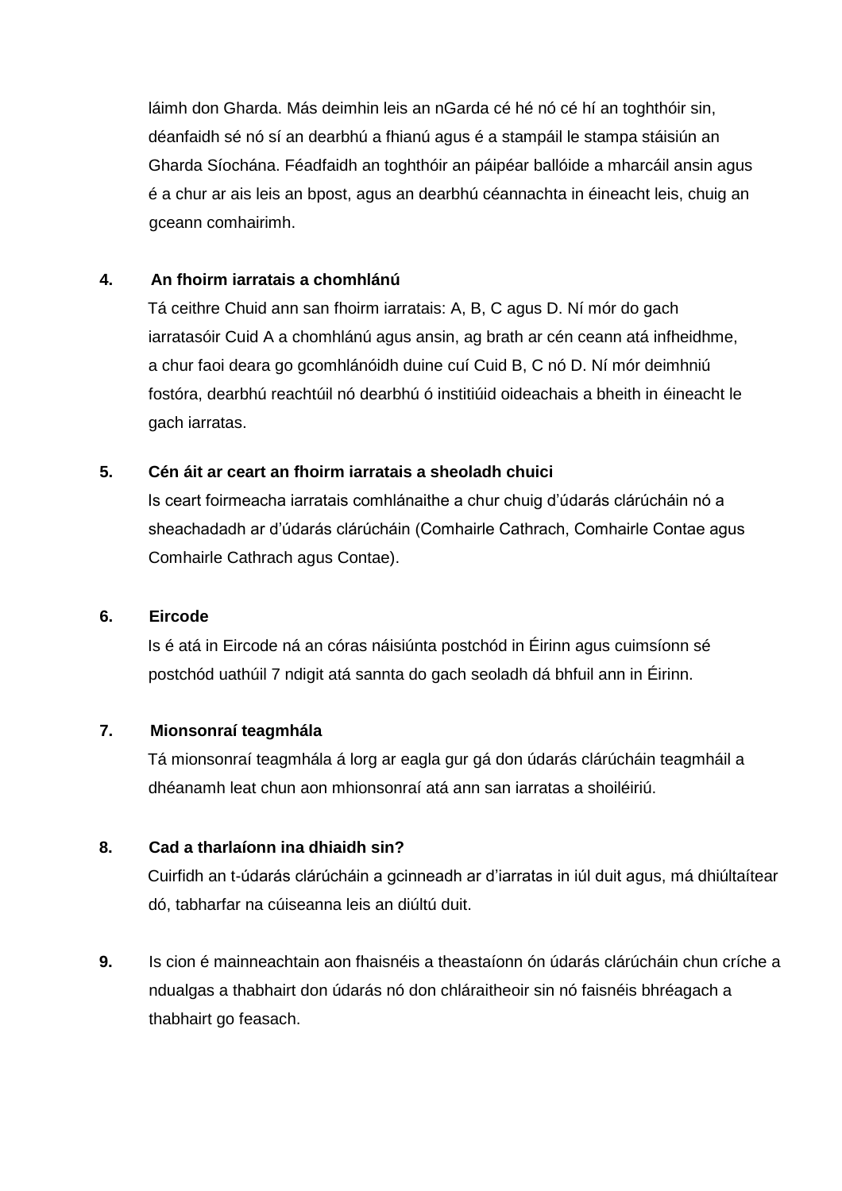láimh don Gharda. Más deimhin leis an nGarda cé hé nó cé hí an toghthóir sin, déanfaidh sé nó sí an dearbhú a fhianú agus é a stampáil le stampa stáisiún an Gharda Síochána. Féadfaidh an toghthóir an páipéar ballóide a mharcáil ansin agus é a chur ar ais leis an bpost, agus an dearbhú céannachta in éineacht leis, chuig an gceann comhairimh.

**4. An fhoirm iarratais a chomhlánú**

Tá ceithre Chuid ann san fhoirm iarratais: A, B, C agus D. Ní mór do gach iarratasóir Cuid A a chomhlánú agus ansin, ag brath ar cén ceann atá infheidhme, a chur faoi deara go gcomhlánóidh duine cuí Cuid B, C nó D. Ní mór deimhniú fostóra, dearbhú reachtúil nó dearbhú ó institiúid oideachais a bheith in éineacht le gach iarratas.

**5. Cén áit ar ceart an fhoirm iarratais a sheoladh chuici**

Is ceart foirmeacha iarratais comhlánaithe a chur chuig d'údarás clárúcháin nó a sheachadadh ar d'údarás clárúcháin (Comhairle Cathrach, Comhairle Contae agus Comhairle Cathrach agus Contae).

**6. Eircode**

Is é atá in Eircode ná an córas náisiúnta postchód in Éirinn agus cuimsíonn sé postchód uathúil 7 ndigit atá sannta do gach seoladh dá bhfuil ann in Éirinn.

**7. Mionsonraí teagmhála**

Tá mionsonraí teagmhála á lorg ar eagla gur gá don údarás clárúcháin teagmháil a dhéanamh leat chun aon mhionsonraí atá ann san iarratas a shoiléiriú.

**8. Cad a tharlaíonn ina dhiaidh sin?**

Cuirfidh an t-údarás clárúcháin a gcinneadh ar d'iarratas in iúl duit agus, má dhiúltaítear dó, tabharfar na cúiseanna leis an diúltú duit.

**9.** Is cion é mainneachtain aon fhaisnéis a theastaíonn ón údarás clárúcháin chun críche a ndualgas a thabhairt don údarás nó don chláraitheoir sin nó faisnéis bhréagach a thabhairt go feasach.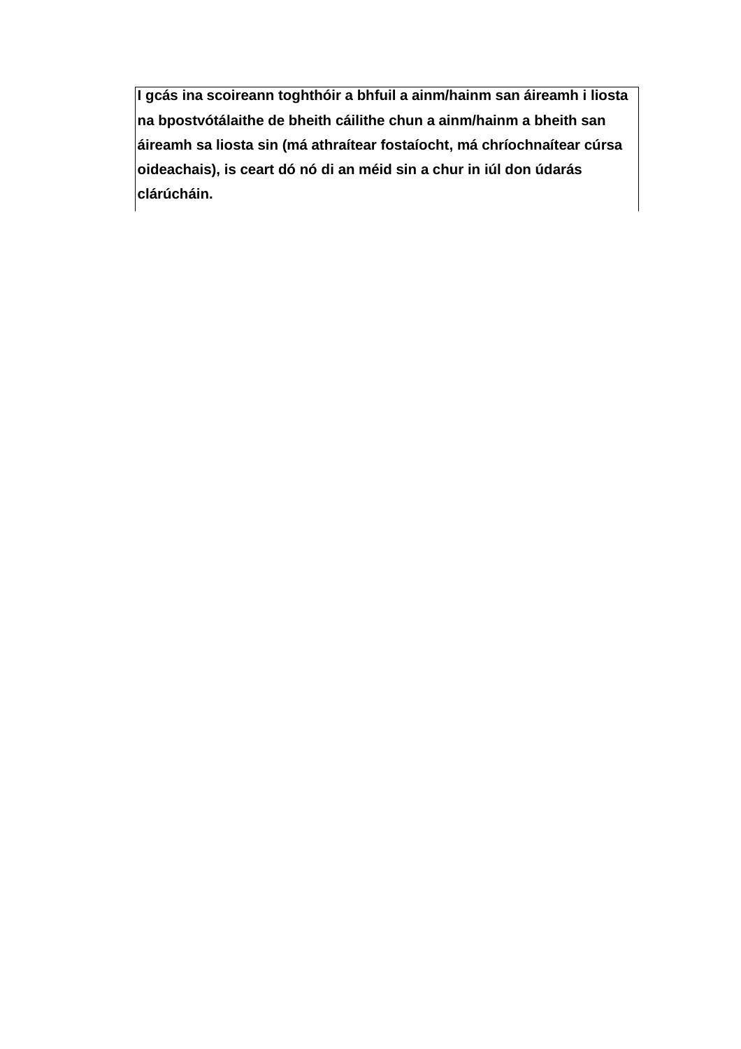**I gcás ina scoireann toghthóir a bhfuil a ainm/hainm san áireamh i liosta na bpostvótálaithe de bheith cáilithe chun a ainm/hainm a bheith san áireamh sa liosta sin (má athraítear fostaíocht, má chríochnaítear cúrsa oideachais), is ceart dó nó di an méid sin a chur in iúl don údarás clárúcháin.**